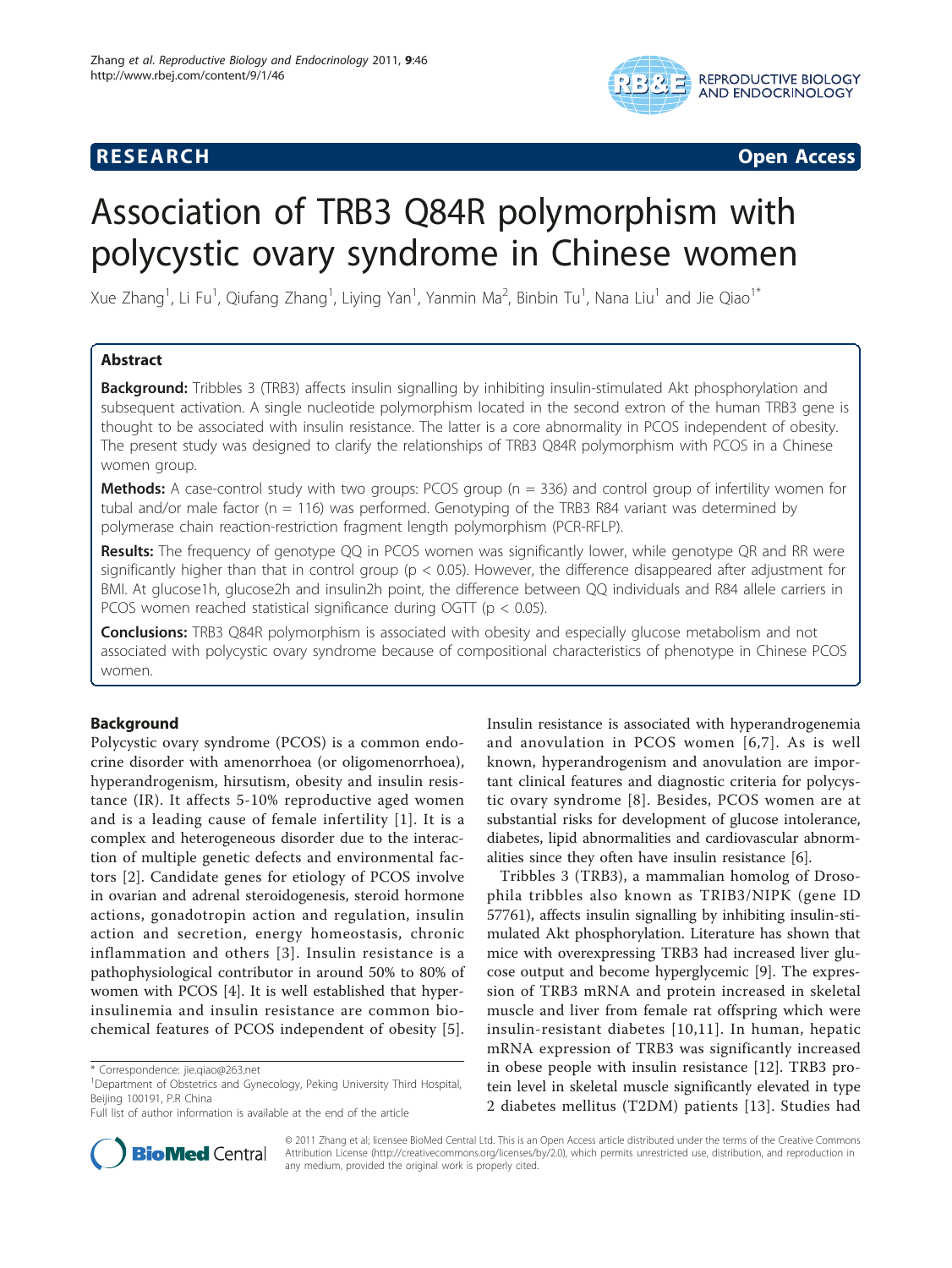RESEARCH Open Access

# Association of TRB3 Q84R polymorphism with polycystic ovary syndrome in Chinese women

Xue Zhang[1], Li Fu[1], Qiufang Zhang[1], Liying Yan[1], Yanmin Ma[2], Binbin Tu[1], Nana Liu[1] and Jie Qiao[1*]

## Abstract

**Background:** Tribbles 3 (TRB3) affects insulin signalling by inhibiting insulin-stimulated Akt phosphorylation and subsequent activation. A single nucleotide polymorphism located in the second extron of the human TRB3 gene is thought to be associated with insulin resistance. The latter is a core abnormality in PCOS independent of obesity. The present study was designed to clarify the relationships of TRB3 Q84R polymorphism with PCOS in a Chinese women group.

**Methods:** A case-control study with two groups: PCOS group (n = 336) and control group of infertility women for tubal and/or male factor (n = 116) was performed. Genotyping of the TRB3 R84 variant was determined by polymerase chain reaction-restriction fragment length polymorphism (PCR-RFLP).

**Results:** The frequency of genotype QQ in PCOS women was significantly lower, while genotype QR and RR were significantly higher than that in control group ($p < 0.05$). However, the difference disappeared after adjustment for BMI. At glucose1h, glucose2h and insulin2h point, the difference between QQ individuals and R84 allele carriers in PCOS women reached statistical significance during OGTT ($p < 0.05$).

**Conclusions:** TRB3 Q84R polymorphism is associated with obesity and especially glucose metabolism and not associated with polycystic ovary syndrome because of compositional characteristics of phenotype in Chinese PCOS women.

## Background

Polycystic ovary syndrome (PCOS) is a common endocrine disorder with amenorrhoea (or oligomenorrhoea), hyperandrogenism, hirsutism, obesity and insulin resistance (IR). It affects 5-10% reproductive aged women and is a leading cause of female infertility [1]. It is a complex and heterogeneous disorder due to the interaction of multiple genetic defects and environmental factors [2]. Candidate genes for etiology of PCOS involve in ovarian and adrenal steroidogenesis, steroid hormone actions, gonadotropin action and regulation, insulin action and secretion, energy homeostasis, chronic inflammation and others [3]. Insulin resistance is a pathophysiological contributor in around 50% to 80% of women with PCOS [4]. It is well established that hyperinsulinemia and insulin resistance are common biochemical features of PCOS independent of obesity [5]. Insulin resistance is associated with hyperandrogenemia and anovulation in PCOS women [6,7]. As is well known, hyperandrogenism and anovulation are important clinical features and diagnostic criteria for polycystic ovary syndrome [8]. Besides, PCOS women are at substantial risks for development of glucose intolerance, diabetes, lipid abnormalities and cardiovascular abnormalities since they often have insulin resistance [6].

Tribbles 3 (TRB3), a mammalian homolog of Drosophila tribbles also known as TRIB3/NIPK (gene ID 57761), affects insulin signalling by inhibiting insulin-stimulated Akt phosphorylation. Literature has shown that mice with overexpressing TRB3 had increased liver glucose output and become hyperglycemic [9]. The expression of TRB3 mRNA and protein increased in skeletal muscle and liver from female rat offspring which were insulin-resistant diabetes [10,11]. In human, hepatic mRNA expression of TRB3 was significantly increased in obese people with insulin resistance [12]. TRB3 protein level in skeletal muscle significantly elevated in type 2 diabetes mellitus (T2DM) patients [13]. Studies had

\* Correspondence: jie.qiao@263.net

[1]Department of Obstetrics and Gynecology, Peking University Third Hospital, Beijing 100191, P.R China

Full list of author information is available at the end of the article

© 2011 Zhang et al; licensee BioMed Central Ltd. This is an Open Access article distributed under the terms of the Creative Commons Attribution License (http://creativecommons.org/licenses/by/2.0), which permits unrestricted use, distribution, and reproduction in any medium, provided the original work is properly cited.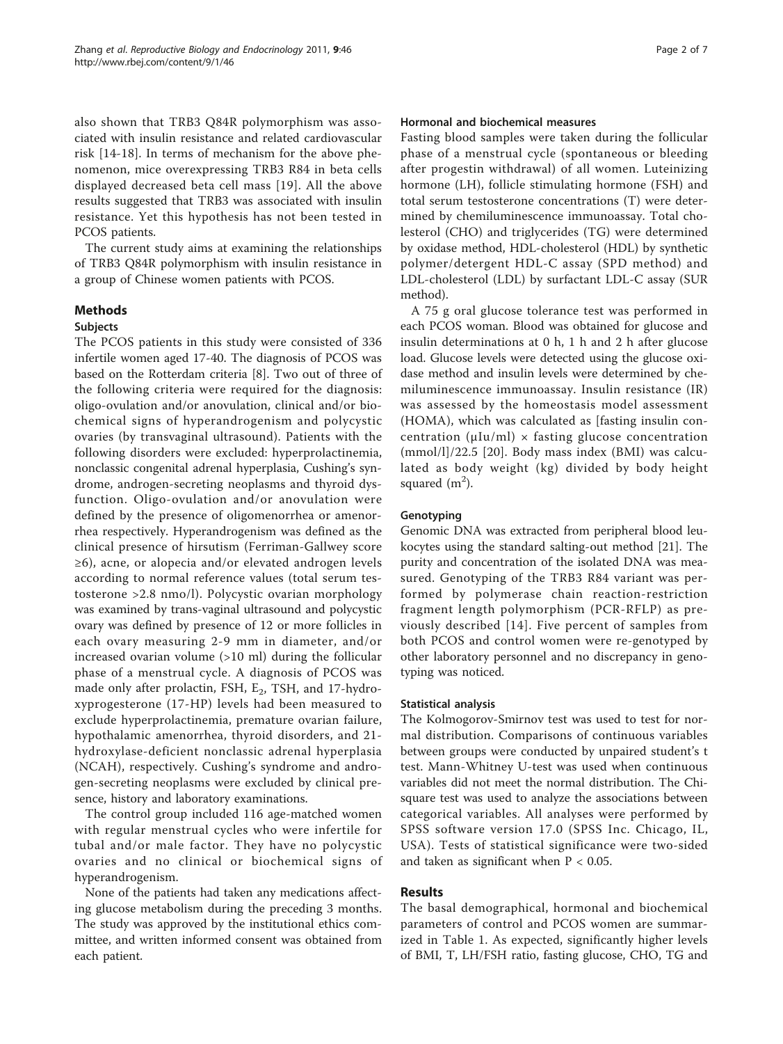also shown that TRB3 Q84R polymorphism was associated with insulin resistance and related cardiovascular risk [14-18]. In terms of mechanism for the above phenomenon, mice overexpressing TRB3 R84 in beta cells displayed decreased beta cell mass [19]. All the above results suggested that TRB3 was associated with insulin resistance. Yet this hypothesis has not been tested in PCOS patients.

The current study aims at examining the relationships of TRB3 Q84R polymorphism with insulin resistance in a group of Chinese women patients with PCOS.

## Methods

### Subjects

The PCOS patients in this study were consisted of 336 infertile women aged 17-40. The diagnosis of PCOS was based on the Rotterdam criteria [8]. Two out of three of the following criteria were required for the diagnosis: oligo-ovulation and/or anovulation, clinical and/or biochemical signs of hyperandrogenism and polycystic ovaries (by transvaginal ultrasound). Patients with the following disorders were excluded: hyperprolactinemia, nonclassic congenital adrenal hyperplasia, Cushing's syndrome, androgen-secreting neoplasms and thyroid dysfunction. Oligo-ovulation and/or anovulation were defined by the presence of oligomenorrhea or amenorrhea respectively. Hyperandrogenism was defined as the clinical presence of hirsutism (Ferriman-Gallwey score ≥6), acne, or alopecia and/or elevated androgen levels according to normal reference values (total serum testosterone >2.8 nmo/l). Polycystic ovarian morphology was examined by trans-vaginal ultrasound and polycystic ovary was defined by presence of 12 or more follicles in each ovary measuring 2-9 mm in diameter, and/or increased ovarian volume (>10 ml) during the follicular phase of a menstrual cycle. A diagnosis of PCOS was made only after prolactin, FSH, $E_2$, TSH, and 17-hydroxyprogesterone (17-HP) levels had been measured to exclude hyperprolactinemia, premature ovarian failure, hypothalamic amenorrhea, thyroid disorders, and 21-hydroxylase-deficient nonclassic adrenal hyperplasia (NCAH), respectively. Cushing's syndrome and androgen-secreting neoplasms were excluded by clinical presence, history and laboratory examinations.

The control group included 116 age-matched women with regular menstrual cycles who were infertile for tubal and/or male factor. They have no polycystic ovaries and no clinical or biochemical signs of hyperandrogenism.

None of the patients had taken any medications affecting glucose metabolism during the preceding 3 months. The study was approved by the institutional ethics committee, and written informed consent was obtained from each patient.

### Hormonal and biochemical measures

Fasting blood samples were taken during the follicular phase of a menstrual cycle (spontaneous or bleeding after progestin withdrawal) of all women. Luteinizing hormone (LH), follicle stimulating hormone (FSH) and total serum testosterone concentrations (T) were determined by chemiluminescence immunoassay. Total cholesterol (CHO) and triglycerides (TG) were determined by oxidase method, HDL-cholesterol (HDL) by synthetic polymer/detergent HDL-C assay (SPD method) and LDL-cholesterol (LDL) by surfactant LDL-C assay (SUR method).

A 75 g oral glucose tolerance test was performed in each PCOS woman. Blood was obtained for glucose and insulin determinations at 0 h, 1 h and 2 h after glucose load. Glucose levels were detected using the glucose oxidase method and insulin levels were determined by chemiluminescence immunoassay. Insulin resistance (IR) was assessed by the homeostasis model assessment (HOMA), which was calculated as [fasting insulin concentration (μIu/ml) × fasting glucose concentration (mmol/l)]/22.5 [20]. Body mass index (BMI) was calculated as body weight (kg) divided by body height squared ($m^2$).

### Genotyping

Genomic DNA was extracted from peripheral blood leukocytes using the standard salting-out method [21]. The purity and concentration of the isolated DNA was measured. Genotyping of the TRB3 R84 variant was performed by polymerase chain reaction-restriction fragment length polymorphism (PCR-RFLP) as previously described [14]. Five percent of samples from both PCOS and control women were re-genotyped by other laboratory personnel and no discrepancy in genotyping was noticed.

### Statistical analysis

The Kolmogorov-Smirnov test was used to test for normal distribution. Comparisons of continuous variables between groups were conducted by unpaired student's t test. Mann-Whitney U-test was used when continuous variables did not meet the normal distribution. The Chi-square test was used to analyze the associations between categorical variables. All analyses were performed by SPSS software version 17.0 (SPSS Inc. Chicago, IL, USA). Tests of statistical significance were two-sided and taken as significant when $P < 0.05$.

## Results

The basal demographical, hormonal and biochemical parameters of control and PCOS women are summarized in Table 1. As expected, significantly higher levels of BMI, T, LH/FSH ratio, fasting glucose, CHO, TG and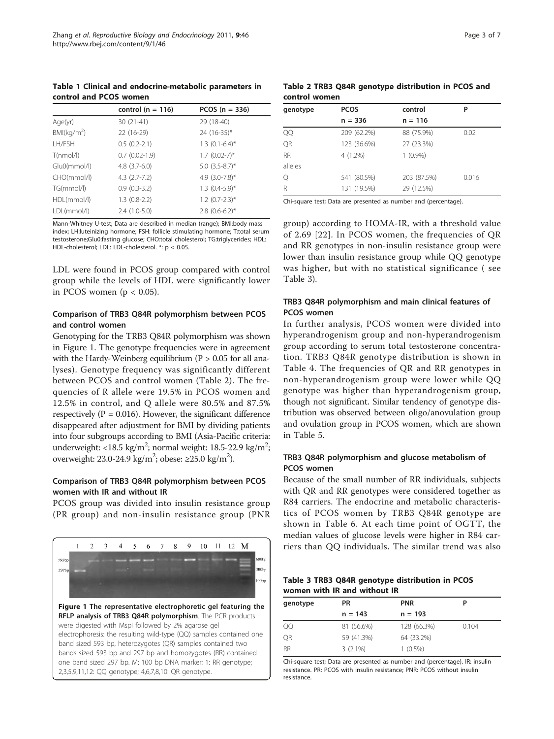**Table 1 Clinical and endocrine-metabolic parameters in control and PCOS women**

| | control (n = 116) | PCOS (n = 336) |
|---|---|---|
| Age(yr) | 30 (21-41) | 29 (18-40) |
| BMI(kg/m$^2$) | 22 (16-29) | 24 (16-35)* |
| LH/FSH | 0.5 (0.2-2.1) | 1.3 (0.1-6.4)* |
| T(nmol/l) | 0.7 (0.02-1.9) | 1.7 (0.02-7)* |
| Glu0(mmol/l) | 4.8 (3.7-6.0) | 5.0 (3.5-8.7)* |
| CHO(mmol/l) | 4.3 (2.7-7.2) | 4.9 (3.0-7.8)* |
| TG(mmol/l) | 0.9 (0.3-3.2) | 1.3 (0.4-5.9)* |
| HDL(mmol/l) | 1.3 (0.8-2.2) | 1.2 (0.7-2.3)* |
| LDL(mmol/l) | 2.4 (1.0-5.0) | 2.8 (0.6-6.2)* |

Mann-Whitney U-test; Data are described in median (range); BMI:body mass index; LH:luteinizing hormone; FSH: follicle stimulating hormone; T:total serum testosterone;Glu0:fasting glucose; CHO:total cholesterol; TG:triglycerides; HDL: HDL-cholesterol; LDL: LDL-cholesterol. *: $p < 0.05$.

LDL were found in PCOS group compared with control group while the levels of HDL were significantly lower in PCOS women ($p < 0.05$).

### Comparison of TRB3 Q84R polymorphism between PCOS and control women

Genotyping for the TRB3 Q84R polymorphism was shown in Figure 1. The genotype frequencies were in agreement with the Hardy-Weinberg equilibrium ($P > 0.05$ for all analyses). Genotype frequency was significantly different between PCOS and control women (Table 2). The frequencies of R allele were 19.5% in PCOS women and 12.5% in control, and Q allele were 80.5% and 87.5% respectively ($P = 0.016$). However, the significant difference disappeared after adjustment for BMI by dividing patients into four subgroups according to BMI (Asia-Pacific criteria: underweight: <18.5 kg/m$^2$; normal weight: 18.5-22.9 kg/m$^2$; overweight: 23.0-24.9 kg/m$^2$; obese: ≥25.0 kg/m$^2$).

### Comparison of TRB3 Q84R polymorphism between PCOS women with IR and without IR

PCOS group was divided into insulin resistance group (PR group) and non-insulin resistance group (PNR group) according to HOMA-IR, with a threshold value of 2.69 [22]. In PCOS women, the frequencies of QR and RR genotypes in non-insulin resistance group were lower than insulin resistance group while QQ genotype was higher, but with no statistical significance ( see Table 3).

**Figure 1 The representative electrophoretic gel featuring the RFLP analysis of TRB3 Q84R polymorphism**. The PCR products were digested with MspI followed by 2% agarose gel electrophoresis: the resulting wild-type (QQ) samples contained one band sized 593 bp, heterozygotes (QR) samples contained two bands sized 593 bp and 297 bp and homozygotes (RR) contained one band sized 297 bp. M: 100 bp DNA marker; 1: RR genotype; 2,3,5,9,11,12: QQ genotype; 4,6,7,8,10: QR genotype.

**Table 2 TRB3 Q84R genotype distribution in PCOS and control women**

| genotype | PCOS n = 336 | control n = 116 | P |
|---|---|---|---|
| QQ | 209 (62.2%) | 88 (75.9%) | 0.02 |
| QR | 123 (36.6%) | 27 (23.3%) | |
| RR | 4 (1.2%) | 1 (0.9%) | |
| alleles | | | |
| Q | 541 (80.5%) | 203 (87.5%) | 0.016 |
| R | 131 (19.5%) | 29 (12.5%) | |

Chi-square test; Data are presented as number and (percentage).

### TRB3 Q84R polymorphism and main clinical features of PCOS women

In further analysis, PCOS women were divided into hyperandrogenism group and non-hyperandrogenism group according to serum total testosterone concentration. TRB3 Q84R genotype distribution is shown in Table 4. The frequencies of QR and RR genotypes in non-hyperandrogenism group were lower while QQ genotype was higher than hyperandrogenism group, though not significant. Similar tendency of genotype distribution was observed between oligo/anovulation group and ovulation group in PCOS women, which are shown in Table 5.

### TRB3 Q84R polymorphism and glucose metabolism of PCOS women

Because of the small number of RR individuals, subjects with QR and RR genotypes were considered together as R84 carriers. The endocrine and metabolic characteristics of PCOS women by TRB3 Q84R genotype are shown in Table 6. At each time point of OGTT, the median values of glucose levels were higher in R84 carriers than QQ individuals. The similar trend was also

**Table 3 TRB3 Q84R genotype distribution in PCOS women with IR and without IR**

| genotype | PR n = 143 | PNR n = 193 | P |
|---|---|---|---|
| QQ | 81 (56.6%) | 128 (66.3%) | 0.104 |
| QR | 59 (41.3%) | 64 (33.2%) | |
| RR | 3 (2.1%) | 1 (0.5%) | |

Chi-square test; Data are presented as number and (percentage). IR: insulin resistance. PR: PCOS with insulin resistance; PNR: PCOS without insulin resistance.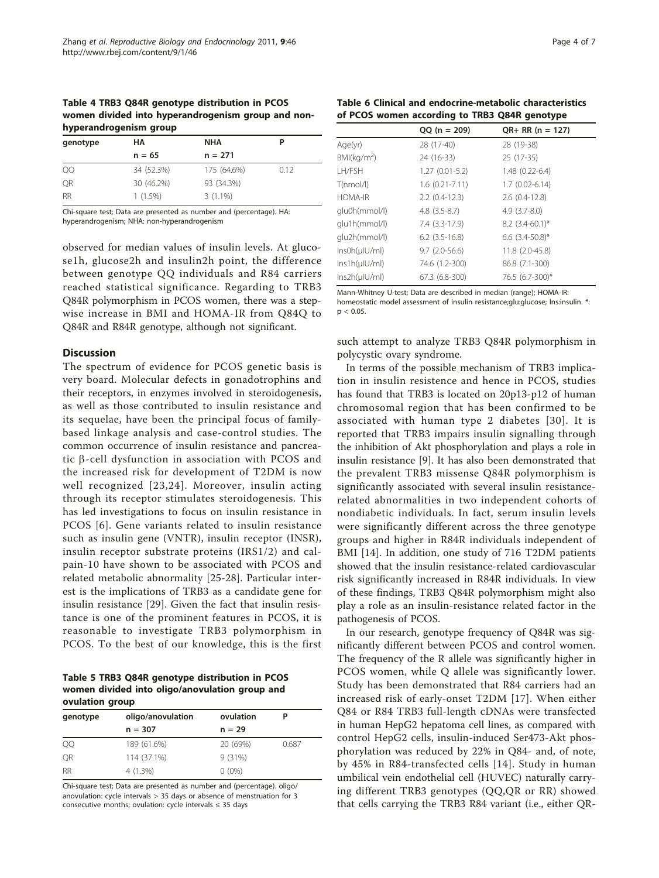**Table 4 TRB3 Q84R genotype distribution in PCOS women divided into hyperandrogenism group and non-hyperandrogenism group**

| genotype | HA | NHA | P |
|---|---|---|---|
| | n = 65 | n = 271 | |
| QQ | 34 (52.3%) | 175 (64.6%) | 0.12 |
| QR | 30 (46.2%) | 93 (34.3%) | |
| RR | 1 (1.5%) | 3 (1.1%) | |

Chi-square test; Data are presented as number and (percentage). HA: hyperandrogenism; NHA: non-hyperandrogenism

observed for median values of insulin levels. At glucose1h, glucose2h and insulin2h point, the difference between genotype QQ individuals and R84 carriers reached statistical significance. Regarding to TRB3 Q84R polymorphism in PCOS women, there was a stepwise increase in BMI and HOMA-IR from Q84Q to Q84R and R84R genotype, although not significant.

## Discussion

The spectrum of evidence for PCOS genetic basis is very board. Molecular defects in gonadotrophins and their receptors, in enzymes involved in steroidogenesis, as well as those contributed to insulin resistance and its sequelae, have been the principal focus of family-based linkage analysis and case-control studies. The common occurrence of insulin resistance and pancreatic β-cell dysfunction in association with PCOS and the increased risk for development of T2DM is now well recognized [23,24]. Moreover, insulin acting through its receptor stimulates steroidogenesis. This has led investigations to focus on insulin resistance in PCOS [6]. Gene variants related to insulin resistance such as insulin gene (VNTR), insulin receptor (INSR), insulin receptor substrate proteins (IRS1/2) and calpain-10 have shown to be associated with PCOS and related metabolic abnormality [25-28]. Particular interest is the implications of TRB3 as a candidate gene for insulin resistance [29]. Given the fact that insulin resistance is one of the prominent features in PCOS, it is reasonable to investigate TRB3 polymorphism in PCOS. To the best of our knowledge, this is the first such attempt to analyze TRB3 Q84R polymorphism in polycystic ovary syndrome.

**Table 5 TRB3 Q84R genotype distribution in PCOS women divided into oligo/anovulation group and ovulation group**

| genotype | oligo/anovulation | ovulation | P |
|---|---|---|---|
| | n = 307 | n = 29 | |
| QQ | 189 (61.6%) | 20 (69%) | 0.687 |
| QR | 114 (37.1%) | 9 (31%) | |
| RR | 4 (1.3%) | 0 (0%) | |

Chi-square test; Data are presented as number and (percentage). oligo/anovulation: cycle intervals > 35 days or absence of menstruation for 3 consecutive months; ovulation: cycle intervals ≤ 35 days

**Table 6 Clinical and endocrine-metabolic characteristics of PCOS women according to TRB3 Q84R genotype**

| | QQ (n = 209) | QR+ RR (n = 127) |
|---|---|---|
| Age(yr) | 28 (17-40) | 28 (19-38) |
| BMI(kg/m$^2$) | 24 (16-33) | 25 (17-35) |
| LH/FSH | 1.27 (0.01-5.2) | 1.48 (0.22-6.4) |
| T(nmol/l) | 1.6 (0.21-7.11) | 1.7 (0.02-6.14) |
| HOMA-IR | 2.2 (0.4-12.3) | 2.6 (0.4-12.8) |
| glu0h(mmol/l) | 4.8 (3.5-8.7) | 4.9 (3.7-8.0) |
| glu1h(mmol/l) | 7.4 (3.3-17.9) | 8.2 (3.4-60.1)* |
| glu2h(mmol/l) | 6.2 (3.5-16.8) | 6.6 (3.4-50.8)* |
| Ins0h(μIU/ml) | 9.7 (2.0-56.6) | 11.8 (2.0-45.8) |
| Ins1h(μIU/ml) | 74.6 (1.2-300) | 86.8 (7.1-300) |
| Ins2h(μIU/ml) | 67.3 (6.8-300) | 76.5 (6.7-300)* |

Mann-Whitney U-test; Data are described in median (range); HOMA-IR: homeostatic model assessment of insulin resistance;glu:glucose; Ins:insulin. *: $p < 0.05$.

In terms of the possible mechanism of TRB3 implication in insulin resistance and hence in PCOS, studies has found that TRB3 is located on 20p13-p12 of human chromosomal region that has been confirmed to be associated with human type 2 diabetes [30]. It is reported that TRB3 impairs insulin signalling through the inhibition of Akt phosphorylation and plays a role in insulin resistance [9]. It has also been demonstrated that the prevalent TRB3 missense Q84R polymorphism is significantly associated with several insulin resistance-related abnormalities in two independent cohorts of nondiabetic individuals. In fact, serum insulin levels were significantly different across the three genotype groups and higher in R84R individuals independent of BMI [14]. In addition, one study of 716 T2DM patients showed that the insulin resistance-related cardiovascular risk significantly increased in R84R individuals. In view of these findings, TRB3 Q84R polymorphism might also play a role as an insulin-resistance related factor in the pathogenesis of PCOS.

In our research, genotype frequency of Q84R was significantly different between PCOS and control women. The frequency of the R allele was significantly higher in PCOS women, while Q allele was significantly lower. Study has been demonstrated that R84 carriers had an increased risk of early-onset T2DM [17]. When either Q84 or R84 TRB3 full-length cDNAs were transfected in human HepG2 hepatoma cell lines, as compared with control HepG2 cells, insulin-induced Ser473-Akt phosphorylation was reduced by 22% in Q84- and, of note, by 45% in R84-transfected cells [14]. Study in human umbilical vein endothelial cell (HUVEC) naturally carrying different TRB3 genotypes (QQ,QR or RR) showed that cells carrying the TRB3 R84 variant (i.e., either QR-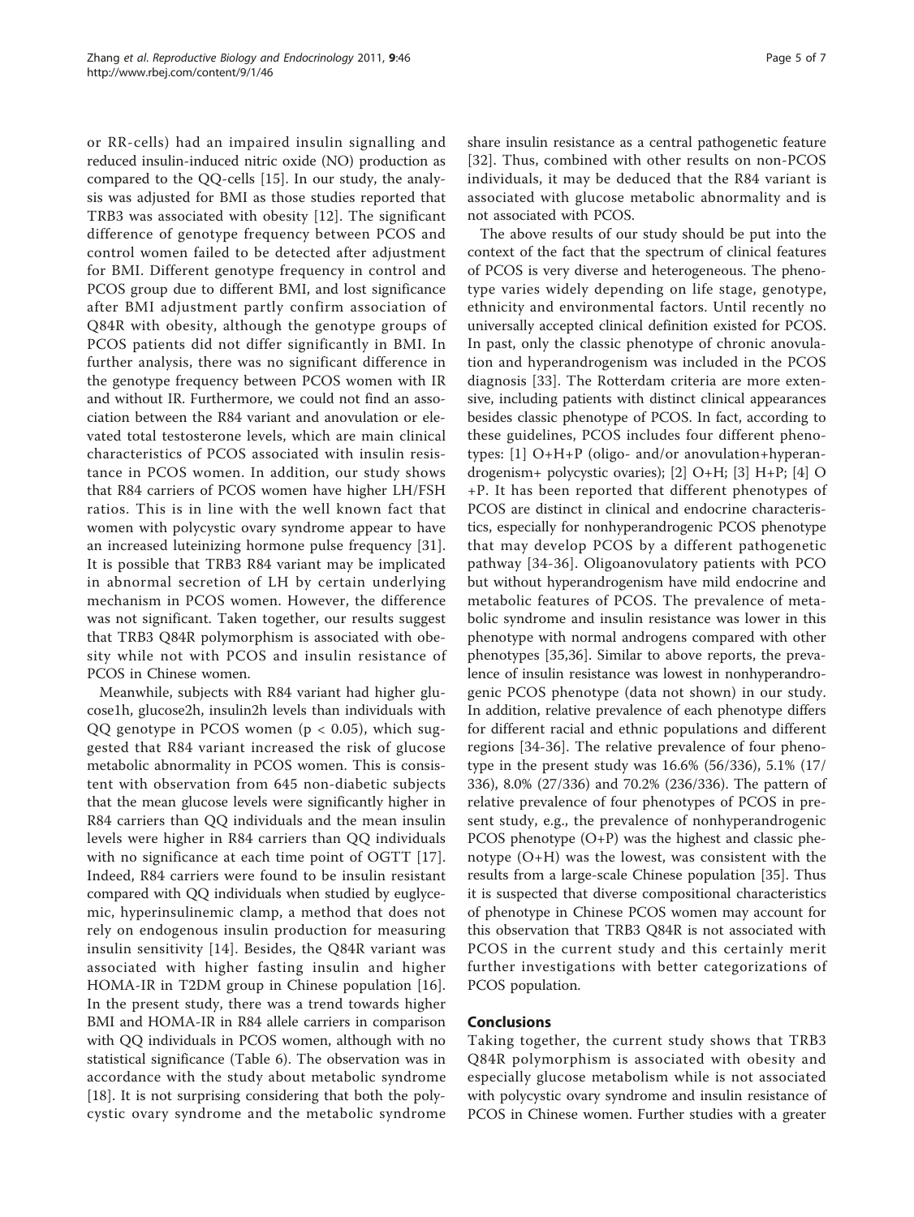or RR-cells) had an impaired insulin signalling and reduced insulin-induced nitric oxide (NO) production as compared to the QQ-cells [15]. In our study, the analysis was adjusted for BMI as those studies reported that TRB3 was associated with obesity [12]. The significant difference of genotype frequency between PCOS and control women failed to be detected after adjustment for BMI. Different genotype frequency in control and PCOS group due to different BMI, and lost significance after BMI adjustment partly confirm association of Q84R with obesity, although the genotype groups of PCOS patients did not differ significantly in BMI. In further analysis, there was no significant difference in the genotype frequency between PCOS women with IR and without IR. Furthermore, we could not find an association between the R84 variant and anovulation or elevated total testosterone levels, which are main clinical characteristics of PCOS associated with insulin resistance in PCOS women. In addition, our study shows that R84 carriers of PCOS women have higher LH/FSH ratios. This is in line with the well known fact that women with polycystic ovary syndrome appear to have an increased luteinizing hormone pulse frequency [31]. It is possible that TRB3 R84 variant may be implicated in abnormal secretion of LH by certain underlying mechanism in PCOS women. However, the difference was not significant. Taken together, our results suggest that TRB3 Q84R polymorphism is associated with obesity while not with PCOS and insulin resistance of PCOS in Chinese women.

Meanwhile, subjects with R84 variant had higher glucose1h, glucose2h, insulin2h levels than individuals with QQ genotype in PCOS women ($p < 0.05$), which suggested that R84 variant increased the risk of glucose metabolic abnormality in PCOS women. This is consistent with observation from 645 non-diabetic subjects that the mean glucose levels were significantly higher in R84 carriers than QQ individuals and the mean insulin levels were higher in R84 carriers than QQ individuals with no significance at each time point of OGTT [17]. Indeed, R84 carriers were found to be insulin resistant compared with QQ individuals when studied by euglycemic, hyperinsulinemic clamp, a method that does not rely on endogenous insulin production for measuring insulin sensitivity [14]. Besides, the Q84R variant was associated with higher fasting insulin and higher HOMA-IR in T2DM group in Chinese population [16]. In the present study, there was a trend towards higher BMI and HOMA-IR in R84 allele carriers in comparison with QQ individuals in PCOS women, although with no statistical significance (Table 6). The observation was in accordance with the study about metabolic syndrome [18]. It is not surprising considering that both the polycystic ovary syndrome and the metabolic syndrome share insulin resistance as a central pathogenetic feature [32]. Thus, combined with other results on non-PCOS individuals, it may be deduced that the R84 variant is associated with glucose metabolic abnormality and is not associated with PCOS.

The above results of our study should be put into the context of the fact that the spectrum of clinical features of PCOS is very diverse and heterogeneous. The phenotype varies widely depending on life stage, genotype, ethnicity and environmental factors. Until recently no universally accepted clinical definition existed for PCOS. In past, only the classic phenotype of chronic anovulation and hyperandrogenism was included in the PCOS diagnosis [33]. The Rotterdam criteria are more extensive, including patients with distinct clinical appearances besides classic phenotype of PCOS. In fact, according to these guidelines, PCOS includes four different phenotypes: [1] O+H+P (oligo- and/or anovulation+hyperandrogenism+ polycystic ovaries); [2] O+H; [3] H+P; [4] O+P. It has been reported that different phenotypes of PCOS are distinct in clinical and endocrine characteristics, especially for nonhyperandrogenic PCOS phenotype that may develop PCOS by a different pathogenetic pathway [34-36]. Oligoanovulatory patients with PCO but without hyperandrogenism have mild endocrine and metabolic features of PCOS. The prevalence of metabolic syndrome and insulin resistance was lower in this phenotype with normal androgens compared with other phenotypes [35,36]. Similar to above reports, the prevalence of insulin resistance was lowest in nonhyperandrogenic PCOS phenotype (data not shown) in our study. In addition, relative prevalence of each phenotype differs for different racial and ethnic populations and different regions [34-36]. The relative prevalence of four phenotype in the present study was 16.6% (56/336), 5.1% (17/336), 8.0% (27/336) and 70.2% (236/336). The pattern of relative prevalence of four phenotypes of PCOS in present study, e.g., the prevalence of nonhyperandrogenic PCOS phenotype (O+P) was the highest and classic phenotype (O+H) was the lowest, was consistent with the results from a large-scale Chinese population [35]. Thus it is suspected that diverse compositional characteristics of phenotype in Chinese PCOS women may account for this observation that TRB3 Q84R is not associated with PCOS in the current study and this certainly merit further investigations with better categorizations of PCOS population.

## Conclusions

Taking together, the current study shows that TRB3 Q84R polymorphism is associated with obesity and especially glucose metabolism while is not associated with polycystic ovary syndrome and insulin resistance of PCOS in Chinese women. Further studies with a greater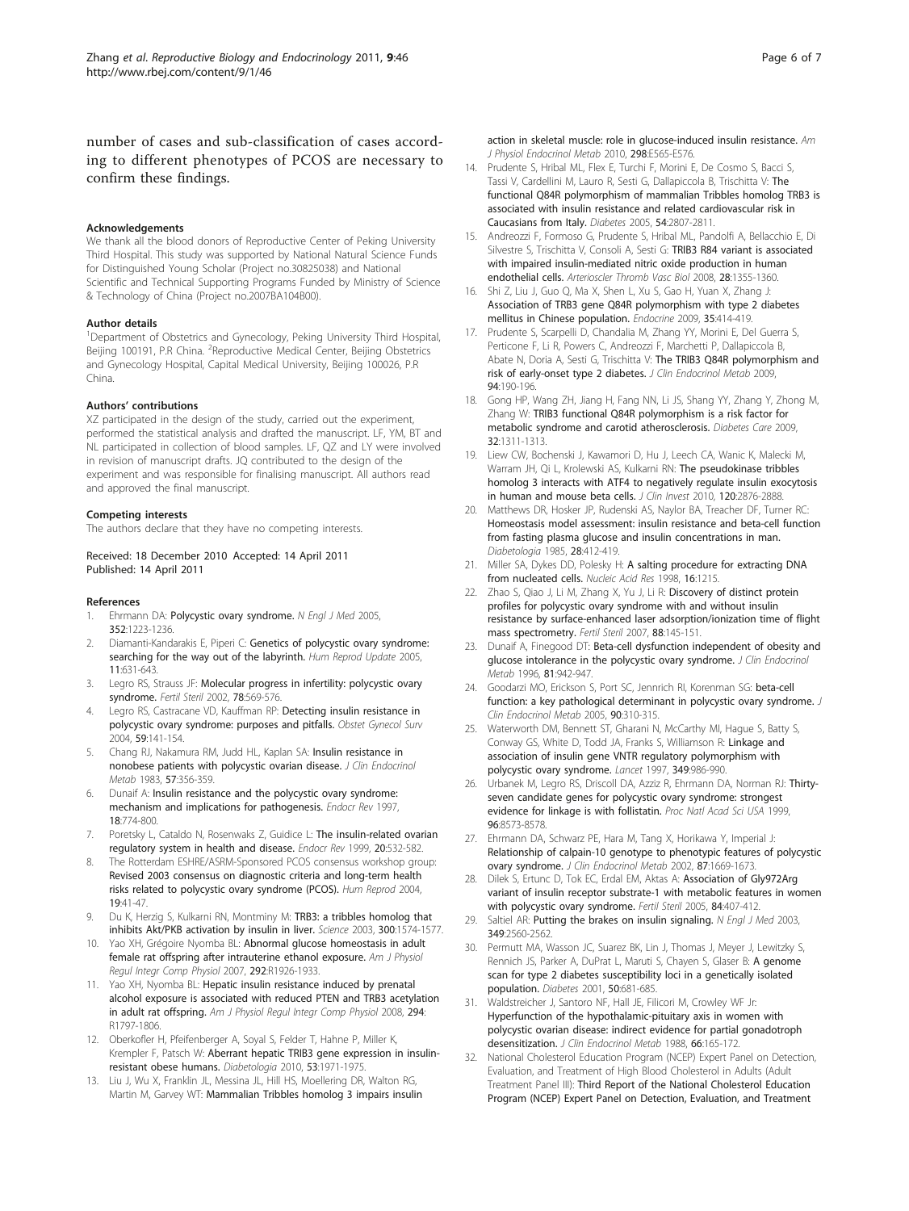number of cases and sub-classification of cases according to different phenotypes of PCOS are necessary to confirm these findings.

#### Acknowledgements

We thank all the blood donors of Reproductive Center of Peking University Third Hospital. This study was supported by National Natural Science Funds for Distinguished Young Scholar (Project no.30825038) and National Scientific and Technical Supporting Programs Funded by Ministry of Science & Technology of China (Project no.2007BA104B00).

#### Author details

[1]Department of Obstetrics and Gynecology, Peking University Third Hospital, Beijing 100191, P.R China. [2]Reproductive Medical Center, Beijing Obstetrics and Gynecology Hospital, Capital Medical University, Beijing 100026, P.R China.

#### Authors' contributions

XZ participated in the design of the study, carried out the experiment, performed the statistical analysis and drafted the manuscript. LF, YM, BT and NL participated in collection of blood samples. LF, QZ and LY were involved in revision of manuscript drafts. JQ contributed to the design of the experiment and was responsible for finalising manuscript. All authors read and approved the final manuscript.

#### Competing interests

The authors declare that they have no competing interests.

Received: 18 December 2010 Accepted: 14 April 2011
Published: 14 April 2011

#### References

1. Ehrmann DA: **Polycystic ovary syndrome.** *N Engl J Med* 2005, **352**:1223-1236.
2. Diamanti-Kandarakis E, Piperi C: **Genetics of polycystic ovary syndrome: searching for the way out of the labyrinth.** *Hum Reprod Update* 2005, **11**:631-643.
3. Legro RS, Strauss JF: **Molecular progress in infertility: polycystic ovary syndrome.** *Fertil Steril* 2002, **78**:569-576.
4. Legro RS, Castracane VD, Kauffman RP: **Detecting insulin resistance in polycystic ovary syndrome: purposes and pitfalls.** *Obstet Gynecol Surv* 2004, **59**:141-154.
5. Chang RJ, Nakamura RM, Judd HL, Kaplan SA: **Insulin resistance in nonobese patients with polycystic ovarian disease.** *J Clin Endocrinol Metab* 1983, **57**:356-359.
6. Dunaif A: **Insulin resistance and the polycystic ovary syndrome: mechanism and implications for pathogenesis.** *Endocr Rev* 1997, **18**:774-800.
7. Poretsky L, Cataldo N, Rosenwaks Z, Guidice L: **The insulin-related ovarian regulatory system in health and disease.** *Endocr Rev* 1999, **20**:532-582.
8. The Rotterdam ESHRE/ASRM-Sponsored PCOS consensus workshop group: **Revised 2003 consensus on diagnostic criteria and long-term health risks related to polycystic ovary syndrome (PCOS).** *Hum Reprod* 2004, **19**:41-47.
9. Du K, Herzig S, Kulkarni RN, Montminy M: **TRB3: a tribbles homolog that inhibits Akt/PKB activation by insulin in liver.** *Science* 2003, **300**:1574-1577.
10. Yao XH, Grégoire Nyomba BL: **Abnormal glucose homeostasis in adult female rat offspring after intrauterine ethanol exposure.** *Am J Physiol Regul Integr Comp Physiol* 2007, **292**:R1926-1933.
11. Yao XH, Nyomba BL: **Hepatic insulin resistance induced by prenatal alcohol exposure is associated with reduced PTEN and TRB3 acetylation in adult rat offspring.** *Am J Physiol Regul Integr Comp Physiol* 2008, **294**: R1797-1806.
12. Oberkofler H, Pfeifenberger A, Soyal S, Felder T, Hahne P, Miller K, Krempler F, Patsch W: **Aberrant hepatic TRIB3 gene expression in insulin-resistant obese humans.** *Diabetologia* 2010, **53**:1971-1975.
13. Liu J, Wu X, Franklin JL, Messina JL, Hill HS, Moellering DR, Walton RG, Martin M, Garvey WT: **Mammalian Tribbles homolog 3 impairs insulin action in skeletal muscle: role in glucose-induced insulin resistance.** *Am J Physiol Endocrinol Metab* 2010, **298**:E565-E576.
14. Prudente S, Hribal ML, Flex E, Turchi F, Morini E, De Cosmo S, Bacci S, Tassi V, Cardellini M, Lauro R, Sesti G, Dallapiccola B, Trischitta V: **The functional Q84R polymorphism of mammalian Tribbles homolog TRB3 is associated with insulin resistance and related cardiovascular risk in Caucasians from Italy.** *Diabetes* 2005, **54**:2807-2811.
15. Andreozzi F, Formoso G, Prudente S, Hribal ML, Pandolfi A, Bellacchio E, Di Silvestre S, Trischitta V, Consoli A, Sesti G: **TRIB3 R84 variant is associated with impaired insulin-mediated nitric oxide production in human endothelial cells.** *Arterioscler Thromb Vasc Biol* 2008, **28**:1355-1360.
16. Shi Z, Liu J, Guo Q, Ma X, Shen L, Xu S, Gao H, Yuan X, Zhang J: **Association of TRB3 gene Q84R polymorphism with type 2 diabetes mellitus in Chinese population.** *Endocrine* 2009, **35**:414-419.
17. Prudente S, Scarpelli D, Chandalia M, Zhang YY, Morini E, Del Guerra S, Perticone F, Li R, Powers C, Andreozzi F, Marchetti P, Dallapiccola B, Abate N, Doria A, Sesti G, Trischitta V: **The TRIB3 Q84R polymorphism and risk of early-onset type 2 diabetes.** *J Clin Endocrinol Metab* 2009, **94**:190-196.
18. Gong HP, Wang ZH, Jiang H, Fang NN, Li JS, Shang YY, Zhang Y, Zhong M, Zhang W: **TRIB3 functional Q84R polymorphism is a risk factor for metabolic syndrome and carotid atherosclerosis.** *Diabetes Care* 2009, **32**:1311-1313.
19. Liew CW, Bochenski J, Kawamori D, Hu J, Leech CA, Wanic K, Malecki M, Warram JH, Qi L, Krolewski AS, Kulkarni RN: **The pseudokinase tribbles homolog 3 interacts with ATF4 to negatively regulate insulin exocytosis in human and mouse beta cells.** *J Clin Invest* 2010, **120**:2876-2888.
20. Matthews DR, Hosker JP, Rudenski AS, Naylor BA, Treacher DF, Turner RC: **Homeostasis model assessment: insulin resistance and beta-cell function from fasting plasma glucose and insulin concentrations in man.** *Diabetologia* 1985, **28**:412-419.
21. Miller SA, Dykes DD, Polesky H: **A salting procedure for extracting DNA from nucleated cells.** *Nucleic Acid Res* 1998, **16**:1215.
22. Zhao S, Qiao J, Li M, Zhang X, Yu J, Li R: **Discovery of distinct protein profiles for polycystic ovary syndrome with and without insulin resistance by surface-enhanced laser adsorption/ionization time of flight mass spectrometry.** *Fertil Steril* 2007, **88**:145-151.
23. Dunaif A, Finegood DT: **Beta-cell dysfunction independent of obesity and glucose intolerance in the polycystic ovary syndrome.** *J Clin Endocrinol Metab* 1996, **81**:942-947.
24. Goodarzi MO, Erickson S, Port SC, Jennrich RI, Korenman SG: **beta-cell function: a key pathological determinant in polycystic ovary syndrome.** *J Clin Endocrinol Metab* 2005, **90**:310-315.
25. Waterworth DM, Bennett ST, Gharani N, McCarthy MI, Hague S, Batty S, Conway GS, White D, Todd JA, Franks S, Williamson R: **Linkage and association of insulin gene VNTR regulatory polymorphism with polycystic ovary syndrome.** *Lancet* 1997, **349**:986-990.
26. Urbanek M, Legro RS, Driscoll DA, Azziz R, Ehrmann DA, Norman RJ: **Thirty-seven candidate genes for polycystic ovary syndrome: strongest evidence for linkage is with follistatin.** *Proc Natl Acad Sci USA* 1999, **96**:8573-8578.
27. Ehrmann DA, Schwarz PE, Hara M, Tang X, Horikawa Y, Imperial J: **Relationship of calpain-10 genotype to phenotypic features of polycystic ovary syndrome.** *J Clin Endocrinol Metab* 2002, **87**:1669-1673.
28. Dilek S, Ertunc D, Tok EC, Erdal EM, Aktas A: **Association of Gly972Arg variant of insulin receptor substrate-1 with metabolic features in women with polycystic ovary syndrome.** *Fertil Steril* 2005, **84**:407-412.
29. Saltiel AR: **Putting the brakes on insulin signaling.** *N Engl J Med* 2003, **349**:2560-2562.
30. Permutt MA, Wasson JC, Suarez BK, Lin J, Thomas J, Meyer J, Lewitzky S, Rennich JS, Parker A, DuPrat L, Maruti S, Chayen S, Glaser B: **A genome scan for type 2 diabetes susceptibility loci in a genetically isolated population.** *Diabetes* 2001, **50**:681-685.
31. Waldstreicher J, Santoro NF, Hall JE, Filicori M, Crowley WF Jr: **Hyperfunction of the hypothalamic-pituitary axis in women with polycystic ovarian disease: indirect evidence for partial gonadotroph desensitization.** *J Clin Endocrinol Metab* 1988, **66**:165-172.
32. National Cholesterol Education Program (NCEP) Expert Panel on Detection, Evaluation, and Treatment of High Blood Cholesterol in Adults (Adult Treatment Panel III): **Third Report of the National Cholesterol Education Program (NCEP) Expert Panel on Detection, Evaluation, and Treatment**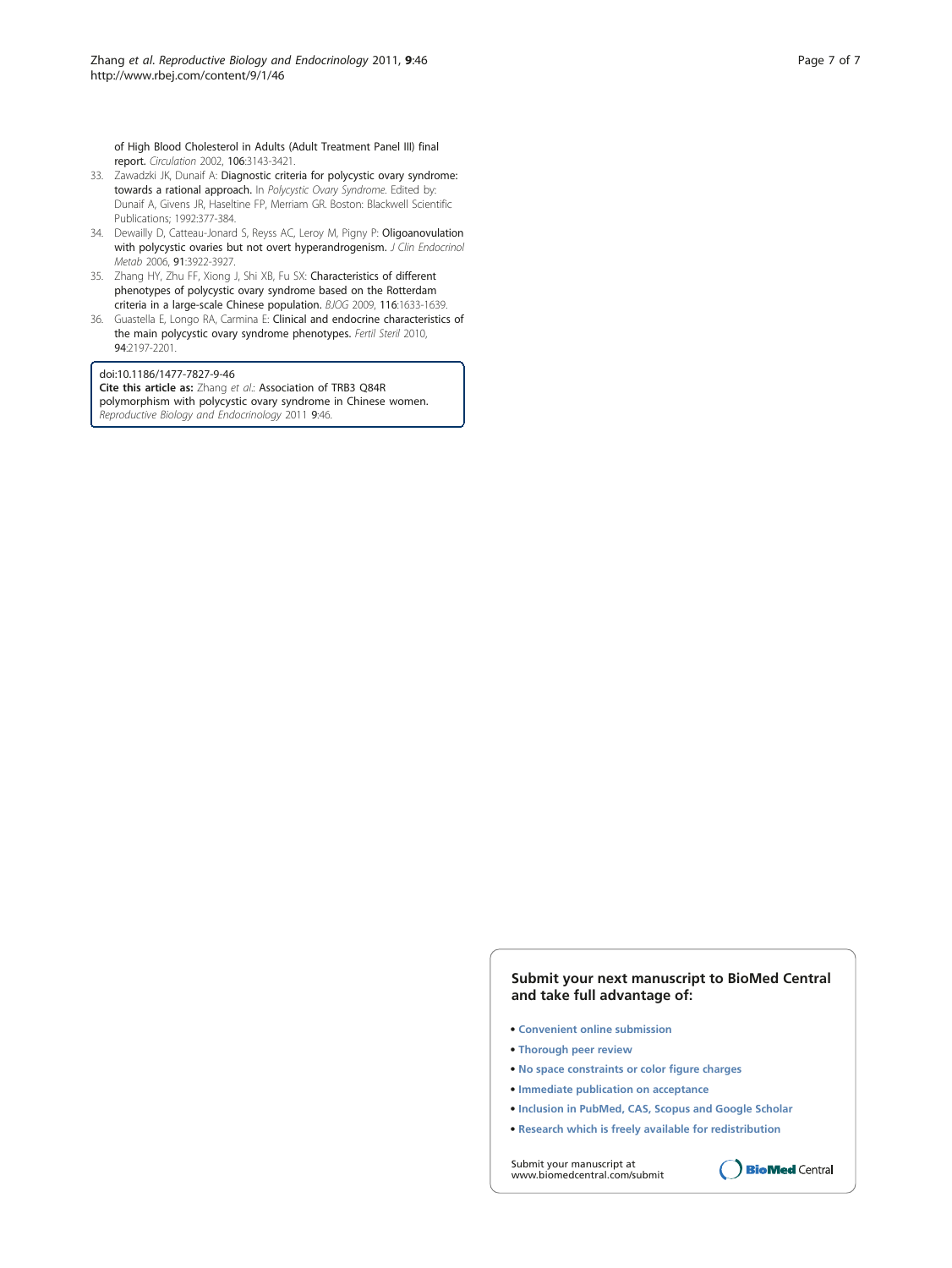of High Blood Cholesterol in Adults (Adult Treatment Panel III) final report. *Circulation* 2002, **106**:3143-3421.

33. Zawadzki JK, Dunaif A: **Diagnostic criteria for polycystic ovary syndrome: towards a rational approach.** In *Polycystic Ovary Syndrome.* Edited by: Dunaif A, Givens JR, Haseltine FP, Merriam GR. Boston: Blackwell Scientific Publications; 1992:377-384.
34. Dewailly D, Catteau-Jonard S, Reyss AC, Leroy M, Pigny P: **Oligoanovulation with polycystic ovaries but not overt hyperandrogenism.** *J Clin Endocrinol Metab* 2006, **91**:3922-3927.
35. Zhang HY, Zhu FF, Xiong J, Shi XB, Fu SX: **Characteristics of different phenotypes of polycystic ovary syndrome based on the Rotterdam criteria in a large-scale Chinese population.** *BJOG* 2009, **116**:1633-1639.
36. Guastella E, Longo RA, Carmina E: **Clinical and endocrine characteristics of the main polycystic ovary syndrome phenotypes.** *Fertil Steril* 2010, **94**:2197-2201.

doi:10.1186/1477-7827-9-46
**Cite this article as:** Zhang *et al.*: Association of TRB3 Q84R polymorphism with polycystic ovary syndrome in Chinese women. *Reproductive Biology and Endocrinology* 2011 **9**:46.

**Submit your next manuscript to BioMed Central and take full advantage of:**

- **Convenient online submission**
- **Thorough peer review**
- **No space constraints or color figure charges**
- **Immediate publication on acceptance**
- **Inclusion in PubMed, CAS, Scopus and Google Scholar**
- **Research which is freely available for redistribution**

Submit your manuscript at
www.biomedcentral.com/submit

BioMed Central